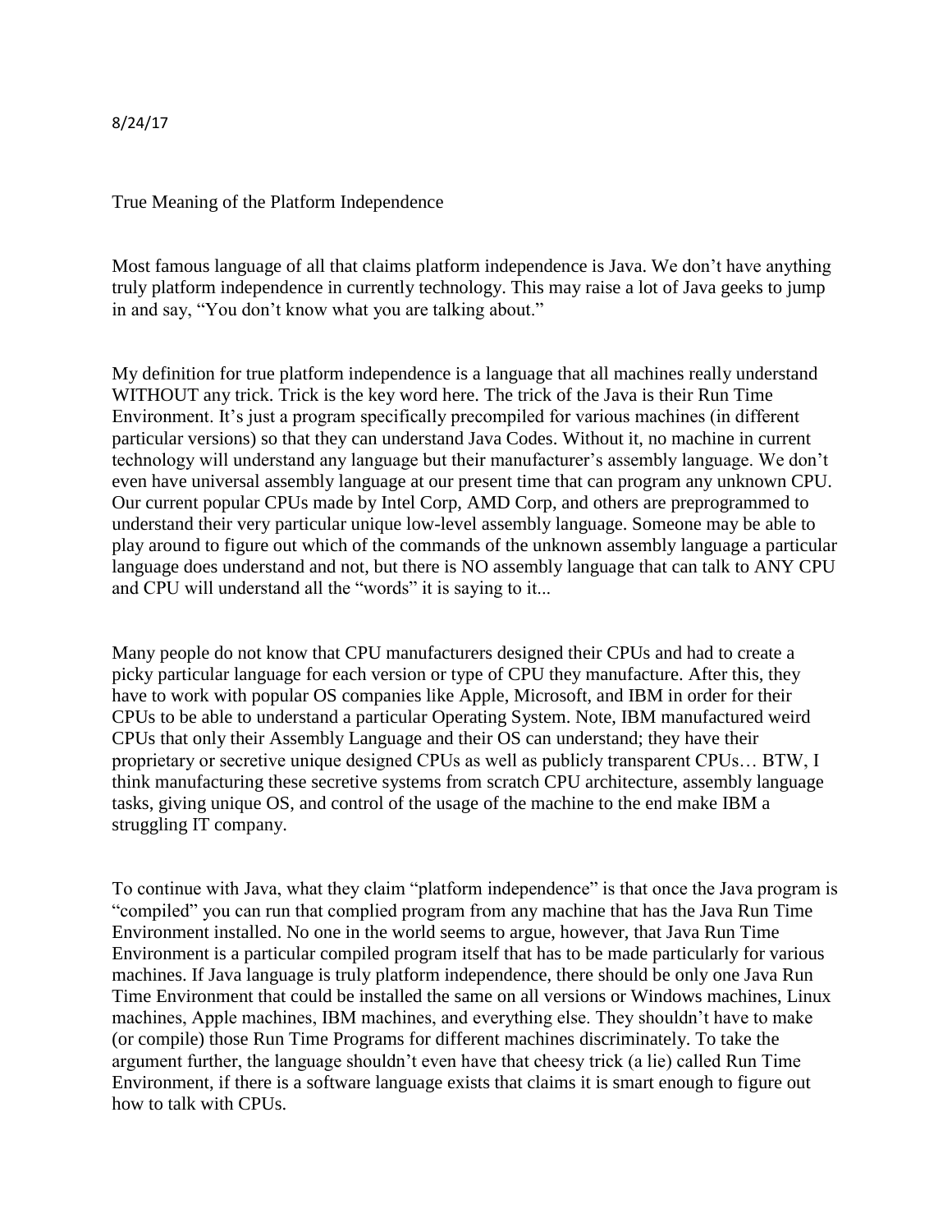8/24/17

# True Meaning of the Platform Independence

Most famous language of all that claims platform independence is Java. We don't have anything truly platform independence in currently technology. This may raise a lot of Java geeks to jump in and say, "You don't know what you are talking about."

My definition for true platform independence is a language that all machines really understand WITHOUT any trick. Trick is the key word here. The trick of the Java is their Run Time Environment. It's just a program specifically precompiled for various machines (in different particular versions) so that they can understand Java Codes. Without it, no machine in current technology will understand any language but their manufacturer's assembly language. We don't even have universal assembly language at our present time that can program any unknown CPU. Our current popular CPUs made by Intel Corp, AMD Corp, and others are preprogrammed to understand their very particular unique low-level assembly language. Someone may be able to play around to figure out which of the commands of the unknown assembly language a particular language does understand and not, but there is NO assembly language that can talk to ANY CPU and CPU will understand all the "words" it is saying to it...

Many people do not know that CPU manufacturers designed their CPUs and had to create a picky particular language for each version or type of CPU they manufacture. After this, they have to work with popular OS companies like Apple, Microsoft, and IBM in order for their CPUs to be able to understand a particular Operating System. Note, IBM manufactured weird CPUs that only their Assembly Language and their OS can understand; they have their proprietary or secretive unique designed CPUs as well as publicly transparent CPUs… BTW, I think manufacturing these secretive systems from scratch CPU architecture, assembly language tasks, giving unique OS, and control of the usage of the machine to the end make IBM a struggling IT company.

To continue with Java, what they claim "platform independence" is that once the Java program is "compiled" you can run that complied program from any machine that has the Java Run Time Environment installed. No one in the world seems to argue, however, that Java Run Time Environment is a particular compiled program itself that has to be made particularly for various machines. If Java language is truly platform independence, there should be only one Java Run Time Environment that could be installed the same on all versions or Windows machines, Linux machines, Apple machines, IBM machines, and everything else. They shouldn't have to make (or compile) those Run Time Programs for different machines discriminately. To take the argument further, the language shouldn't even have that cheesy trick (a lie) called Run Time Environment, if there is a software language exists that claims it is smart enough to figure out how to talk with CPUs.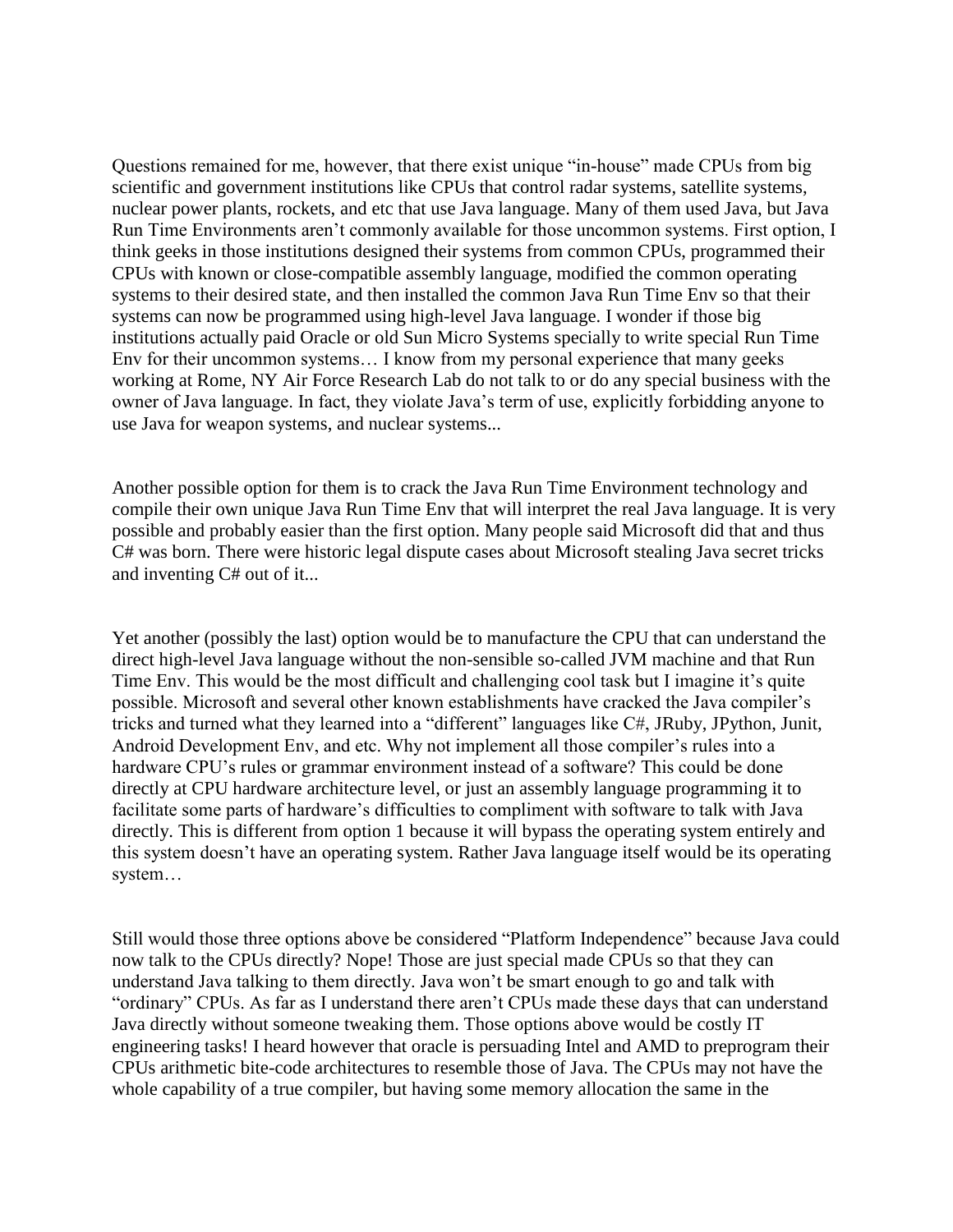Questions remained for me, however, that there exist unique "in-house" made CPUs from big scientific and government institutions like CPUs that control radar systems, satellite systems, nuclear power plants, rockets, and etc that use Java language. Many of them used Java, but Java Run Time Environments aren't commonly available for those uncommon systems. First option, I think geeks in those institutions designed their systems from common CPUs, programmed their CPUs with known or close-compatible assembly language, modified the common operating systems to their desired state, and then installed the common Java Run Time Env so that their systems can now be programmed using high-level Java language. I wonder if those big institutions actually paid Oracle or old Sun Micro Systems specially to write special Run Time Env for their uncommon systems… I know from my personal experience that many geeks working at Rome, NY Air Force Research Lab do not talk to or do any special business with the owner of Java language. In fact, they violate Java's term of use, explicitly forbidding anyone to use Java for weapon systems, and nuclear systems...

Another possible option for them is to crack the Java Run Time Environment technology and compile their own unique Java Run Time Env that will interpret the real Java language. It is very possible and probably easier than the first option. Many people said Microsoft did that and thus C# was born. There were historic legal dispute cases about Microsoft stealing Java secret tricks and inventing C# out of it...

Yet another (possibly the last) option would be to manufacture the CPU that can understand the direct high-level Java language without the non-sensible so-called JVM machine and that Run Time Env. This would be the most difficult and challenging cool task but I imagine it's quite possible. Microsoft and several other known establishments have cracked the Java compiler's tricks and turned what they learned into a "different" languages like C#, JRuby, JPython, Junit, Android Development Env, and etc. Why not implement all those compiler's rules into a hardware CPU's rules or grammar environment instead of a software? This could be done directly at CPU hardware architecture level, or just an assembly language programming it to facilitate some parts of hardware's difficulties to compliment with software to talk with Java directly. This is different from option 1 because it will bypass the operating system entirely and this system doesn't have an operating system. Rather Java language itself would be its operating system…

Still would those three options above be considered "Platform Independence" because Java could now talk to the CPUs directly? Nope! Those are just special made CPUs so that they can understand Java talking to them directly. Java won't be smart enough to go and talk with "ordinary" CPUs. As far as I understand there aren't CPUs made these days that can understand Java directly without someone tweaking them. Those options above would be costly IT engineering tasks! I heard however that oracle is persuading Intel and AMD to preprogram their CPUs arithmetic bite-code architectures to resemble those of Java. The CPUs may not have the whole capability of a true compiler, but having some memory allocation the same in the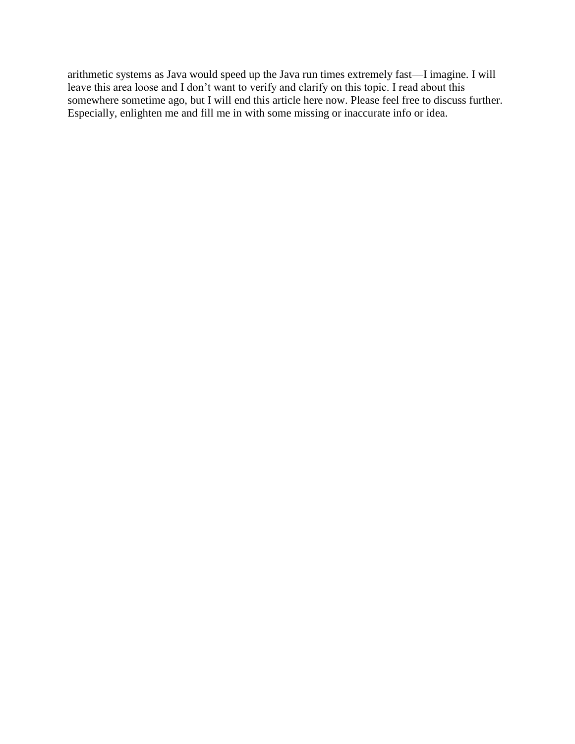arithmetic systems as Java would speed up the Java run times extremely fast—I imagine. I will leave this area loose and I don't want to verify and clarify on this topic. I read about this somewhere sometime ago, but I will end this article here now. Please feel free to discuss further. Especially, enlighten me and fill me in with some missing or inaccurate info or idea.